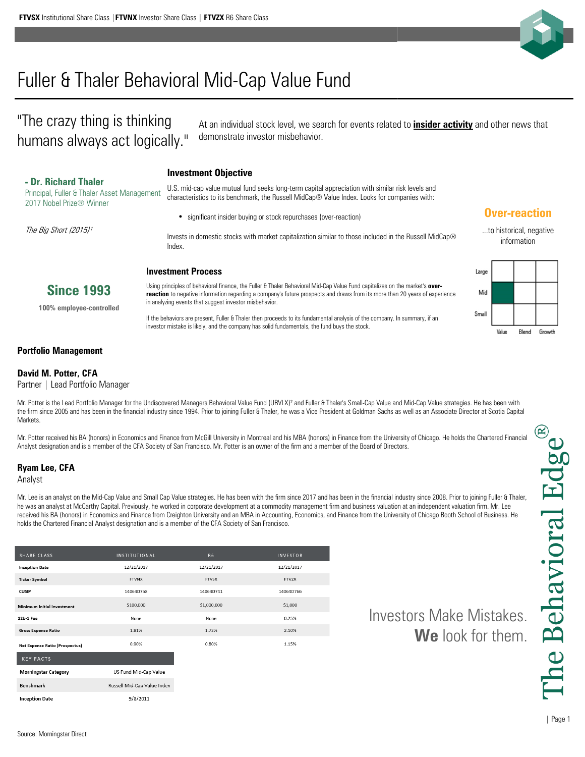**FTVSX** Institutional Share Class | **FTVNX** Investor Share Class | **FTVZX** R6 Share Class

# Fuller & Thaler Behavioral Mid-Cap Value Fund

"The crazy thing is thinking humans always act logically."

At an individual stock level, we search for events related to **insider activity** and other news that demonstrate investor misbehavior.

**- Dr. Richard Thaler**
Principal, Fuller & Thaler Asset Management
2017 Nobel Prize® Winner

*The Big Short (2015)*[1]

### Investment Objective

U.S. mid-cap value mutual fund seeks long-term capital appreciation with similar risk levels and characteristics to its benchmark, the Russell MidCap® Value Index. Looks for companies with:

- significant insider buying or stock repurchases (over-reaction)

Invests in domestic stocks with market capitalization similar to those included in the Russell MidCap® Index.

**Over-reaction**

...to historical, negative information

| | Value | Blend | Growth |
|---|---|---|---|
| Large | | | |
| Mid | ■ | | |
| Small | | | |

**Since 1993**

**100% employee-controlled**

### Investment Process

Using principles of behavioral finance, the Fuller & Thaler Behavioral Mid-Cap Value Fund capitalizes on the market's **over-reaction** to negative information regarding a company's future prospects and draws from its more than 20 years of experience in analyzing events that suggest investor misbehavior.

If the behaviors are present, Fuller & Thaler then proceeds to its fundamental analysis of the company. In summary, if an investor mistake is likely, and the company has solid fundamentals, the fund buys the stock.

### Portfolio Management

**David M. Potter, CFA**
Partner | Lead Portfolio Manager

Mr. Potter is the Lead Portfolio Manager for the Undiscovered Managers Behavioral Value Fund (UBVLX)[2] and Fuller & Thaler's Small-Cap Value and Mid-Cap Value strategies. He has been with the firm since 2005 and has been in the financial industry since 1994. Prior to joining Fuller & Thaler, he was a Vice President at Goldman Sachs as well as an Associate Director at Scotia Capital Markets.

Mr. Potter received his BA (honors) in Economics and Finance from McGill University in Montreal and his MBA (honors) in Finance from the University of Chicago. He holds the Chartered Financial Analyst designation and is a member of the CFA Society of San Francisco. Mr. Potter is an owner of the firm and a member of the Board of Directors.

**Ryam Lee, CFA**
Analyst

Mr. Lee is an analyst on the Mid-Cap Value and Small Cap Value strategies. He has been with the firm since 2017 and has been in the financial industry since 2008. Prior to joining Fuller & Thaler, he was an analyst at McCarthy Capital. Previously, he worked in corporate development at a commodity management firm and business valuation at an independent valuation firm. Mr. Lee received his BA (honors) in Economics and Finance from Creighton University and an MBA in Accounting, Economics, and Finance from the University of Chicago Booth School of Business. He holds the Chartered Financial Analyst designation and is a member of the CFA Society of San Francisco.

| SHARE CLASS | INSTITUTIONAL | R6 | INVESTOR |
|---|---|---|---|
| Inception Date | 12/21/2017 | 12/21/2017 | 12/21/2017 |
| Ticker Symbol | FTVNX | FTVSX | FTVZX |
| CUSIP | 14064D758 | 14064D741 | 14064D766 |
| Minimum Initial Investment | $100,000 | $1,000,000 | $1,000 |
| 12b-1 Fee | None | None | 0.25% |
| Gross Expense Ratio | 1.81% | 1.72% | 2.10% |
| Net Expense Ratio (Prospectus) | 0.90% | 0.80% | 1.15% |

| KEY FACTS | |
|---|---|
| Morningstar Category | US Fund Mid-Cap Value |
| Benchmark | Russell Mid-Cap Value Index |
| Inception Date | 9/8/2011 |

Investors Make Mistakes.
**We** look for them.

The Behavioral Edge®

Source: Morningstar Direct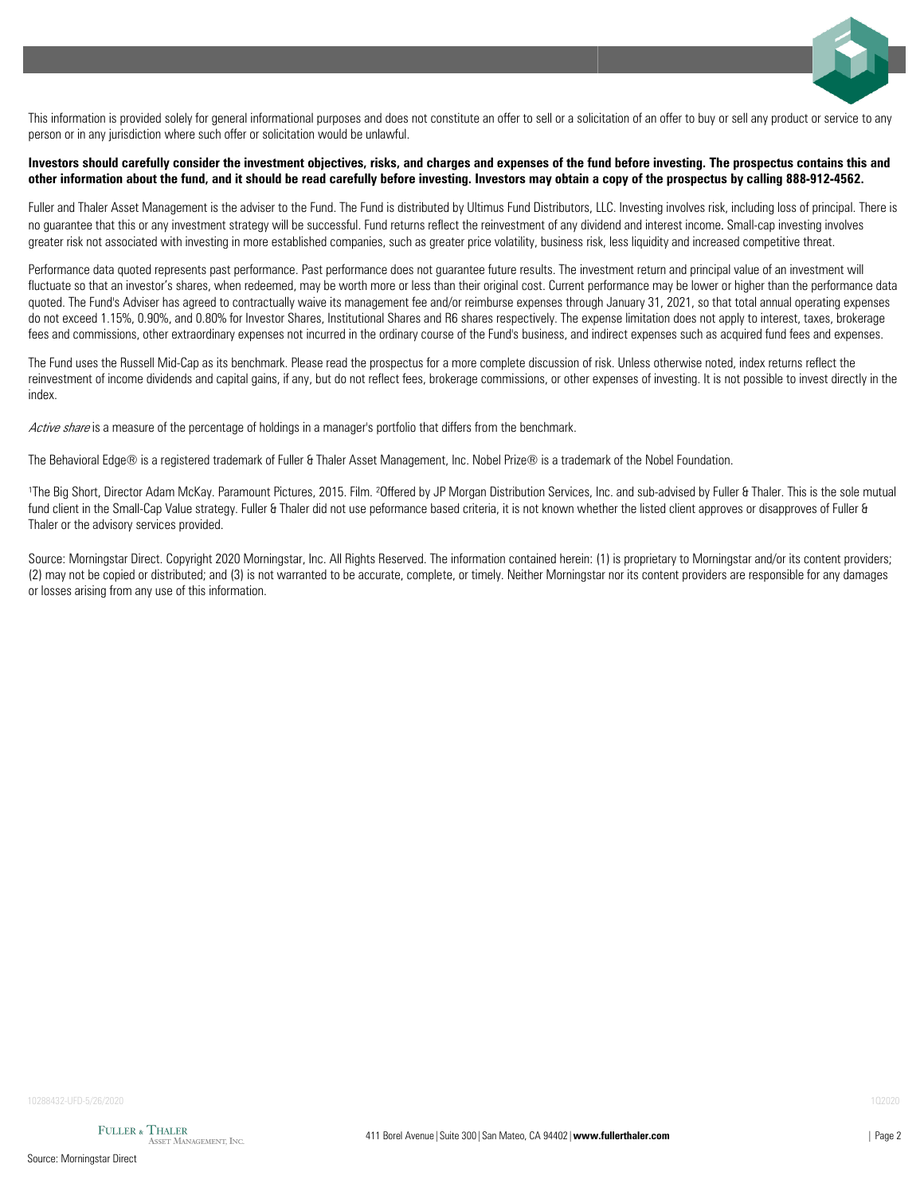This information is provided solely for general informational purposes and does not constitute an offer to sell or a solicitation of an offer to buy or sell any product or service to any person or in any jurisdiction where such offer or solicitation would be unlawful.

**Investors should carefully consider the investment objectives, risks, and charges and expenses of the fund before investing. The prospectus contains this and other information about the fund, and it should be read carefully before investing. Investors may obtain a copy of the prospectus by calling 888-912-4562.**

Fuller and Thaler Asset Management is the adviser to the Fund. The Fund is distributed by Ultimus Fund Distributors, LLC. Investing involves risk, including loss of principal. There is no guarantee that this or any investment strategy will be successful. Fund returns reflect the reinvestment of any dividend and interest income. Small-cap investing involves greater risk not associated with investing in more established companies, such as greater price volatility, business risk, less liquidity and increased competitive threat.

Performance data quoted represents past performance. Past performance does not guarantee future results. The investment return and principal value of an investment will fluctuate so that an investor's shares, when redeemed, may be worth more or less than their original cost. Current performance may be lower or higher than the performance data quoted. The Fund's Adviser has agreed to contractually waive its management fee and/or reimburse expenses through January 31, 2021, so that total annual operating expenses do not exceed 1.15%, 0.90%, and 0.80% for Investor Shares, Institutional Shares and R6 shares respectively. The expense limitation does not apply to interest, taxes, brokerage fees and commissions, other extraordinary expenses not incurred in the ordinary course of the Fund's business, and indirect expenses such as acquired fund fees and expenses.

The Fund uses the Russell Mid-Cap as its benchmark. Please read the prospectus for a more complete discussion of risk. Unless otherwise noted, index returns reflect the reinvestment of income dividends and capital gains, if any, but do not reflect fees, brokerage commissions, or other expenses of investing. It is not possible to invest directly in the index.

*Active share* is a measure of the percentage of holdings in a manager's portfolio that differs from the benchmark.

The Behavioral Edge® is a registered trademark of Fuller & Thaler Asset Management, Inc. Nobel Prize® is a trademark of the Nobel Foundation.

[1]The Big Short, Director Adam McKay. Paramount Pictures, 2015. Film. [2]Offered by JP Morgan Distribution Services, Inc. and sub-advised by Fuller & Thaler. This is the sole mutual fund client in the Small-Cap Value strategy. Fuller & Thaler did not use peformance based criteria, it is not known whether the listed client approves or disapproves of Fuller & Thaler or the advisory services provided.

Source: Morningstar Direct. Copyright 2020 Morningstar, Inc. All Rights Reserved. The information contained herein: (1) is proprietary to Morningstar and/or its content providers; (2) may not be copied or distributed; and (3) is not warranted to be accurate, complete, or timely. Neither Morningstar nor its content providers are responsible for any damages or losses arising from any use of this information.

10288432-UFD-5/26/2020

1Q2020

Source: Morningstar Direct